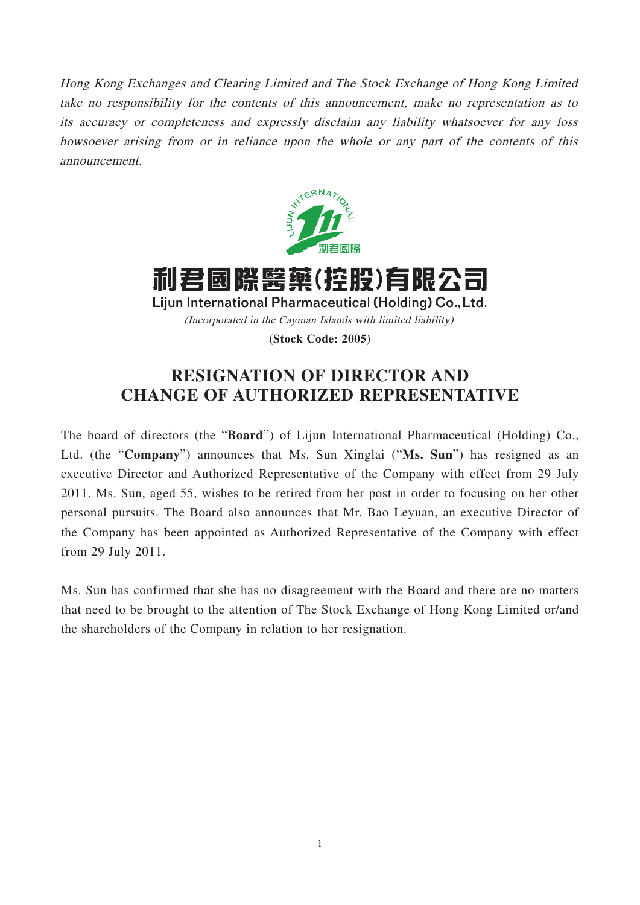*Hong Kong Exchanges and Clearing Limited and The Stock Exchange of Hong Kong Limited take no responsibility for the contents of this announcement, make no representation as to its accuracy or completeness and expressly disclaim any liability whatsoever for any loss howsoever arising from or in reliance upon the whole or any part of the contents of this announcement.*

# 利君國際醫藥(控股)有限公司
## Lijun International Pharmaceutical (Holding) Co., Ltd.

*(Incorporated in the Cayman Islands with limited liability)*

**(Stock Code: 2005)**

# RESIGNATION OF DIRECTOR AND CHANGE OF AUTHORIZED REPRESENTATIVE

The board of directors (the "**Board**") of Lijun International Pharmaceutical (Holding) Co., Ltd. (the "**Company**") announces that Ms. Sun Xinglai ("**Ms. Sun**") has resigned as an executive Director and Authorized Representative of the Company with effect from 29 July 2011. Ms. Sun, aged 55, wishes to be retired from her post in order to focusing on her other personal pursuits. The Board also announces that Mr. Bao Leyuan, an executive Director of the Company has been appointed as Authorized Representative of the Company with effect from 29 July 2011.

Ms. Sun has confirmed that she has no disagreement with the Board and there are no matters that need to be brought to the attention of The Stock Exchange of Hong Kong Limited or/and the shareholders of the Company in relation to her resignation.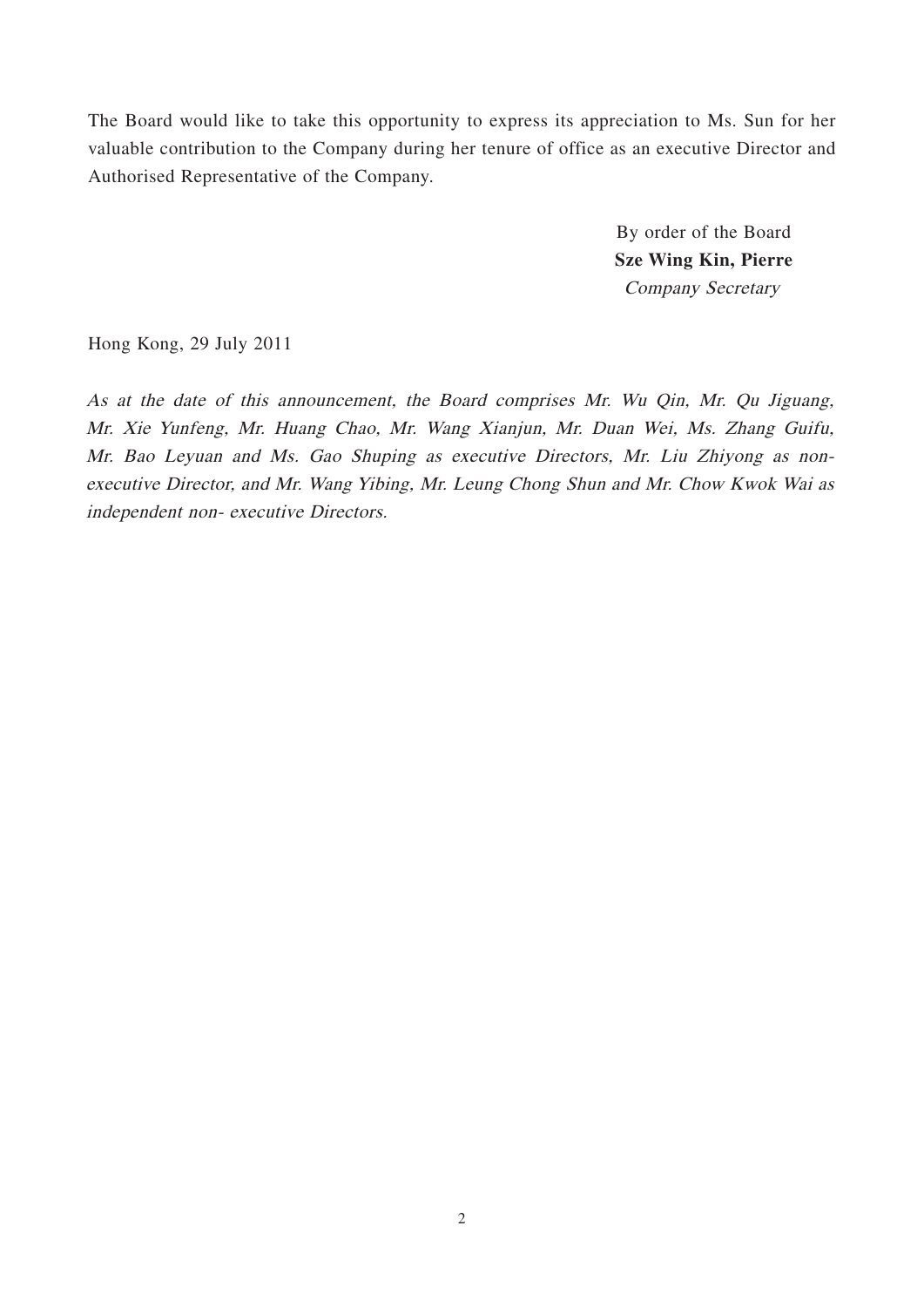The Board would like to take this opportunity to express its appreciation to Ms. Sun for her valuable contribution to the Company during her tenure of office as an executive Director and Authorised Representative of the Company.

By order of the Board
**Sze Wing Kin, Pierre**
*Company Secretary*

Hong Kong, 29 July 2011

*As at the date of this announcement, the Board comprises Mr. Wu Qin, Mr. Qu Jiguang, Mr. Xie Yunfeng, Mr. Huang Chao, Mr. Wang Xianjun, Mr. Duan Wei, Ms. Zhang Guifu, Mr. Bao Leyuan and Ms. Gao Shuping as executive Directors, Mr. Liu Zhiyong as non-executive Director, and Mr. Wang Yibing, Mr. Leung Chong Shun and Mr. Chow Kwok Wai as independent non- executive Directors.*